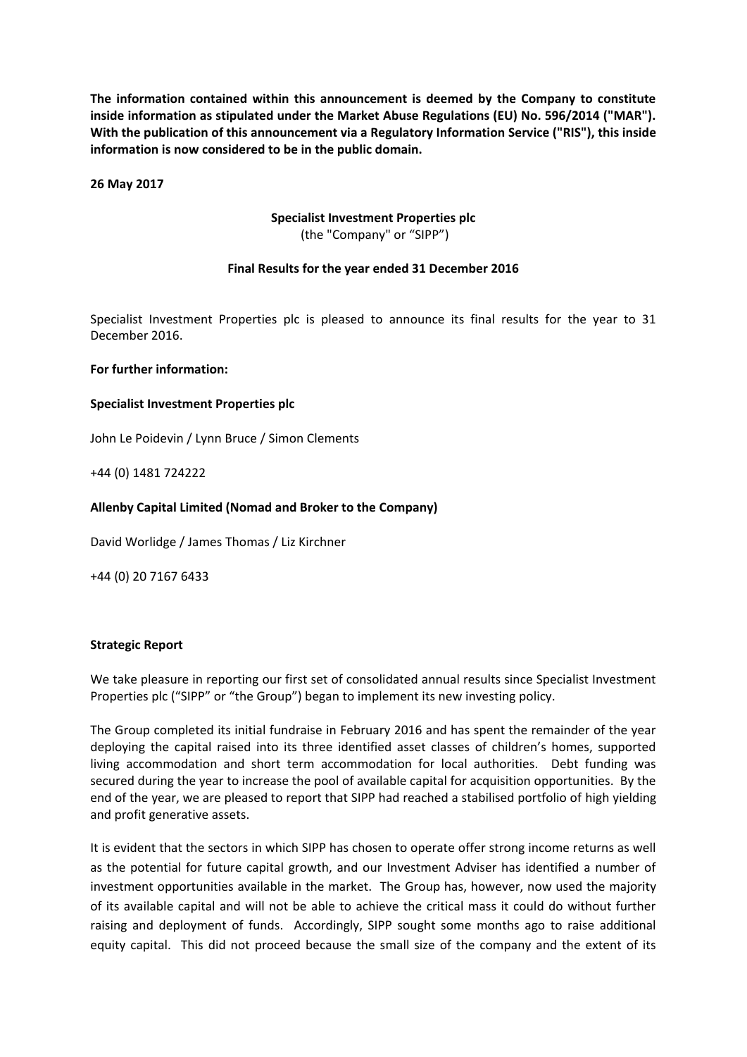**The information contained within this announcement is deemed by the Company to constitute inside information as stipulated under the Market Abuse Regulations (EU) No. 596/2014 ("MAR"). With the publication of this announcement via a Regulatory Information Service ("RIS"), this inside information is now considered to be in the public domain.**

**26 May 2017**

**Specialist Investment Properties plc**
(the "Company" or "SIPP")

**Final Results for the year ended 31 December 2016**

Specialist Investment Properties plc is pleased to announce its final results for the year to 31 December 2016.

**For further information:**

**Specialist Investment Properties plc**

John Le Poidevin / Lynn Bruce / Simon Clements

+44 (0) 1481 724222

**Allenby Capital Limited (Nomad and Broker to the Company)**

David Worlidge / James Thomas / Liz Kirchner

+44 (0) 20 7167 6433

**Strategic Report**

We take pleasure in reporting our first set of consolidated annual results since Specialist Investment Properties plc ("SIPP" or "the Group") began to implement its new investing policy.

The Group completed its initial fundraise in February 2016 and has spent the remainder of the year deploying the capital raised into its three identified asset classes of children's homes, supported living accommodation and short term accommodation for local authorities. Debt funding was secured during the year to increase the pool of available capital for acquisition opportunities. By the end of the year, we are pleased to report that SIPP had reached a stabilised portfolio of high yielding and profit generative assets.

It is evident that the sectors in which SIPP has chosen to operate offer strong income returns as well as the potential for future capital growth, and our Investment Adviser has identified a number of investment opportunities available in the market. The Group has, however, now used the majority of its available capital and will not be able to achieve the critical mass it could do without further raising and deployment of funds. Accordingly, SIPP sought some months ago to raise additional equity capital. This did not proceed because the small size of the company and the extent of its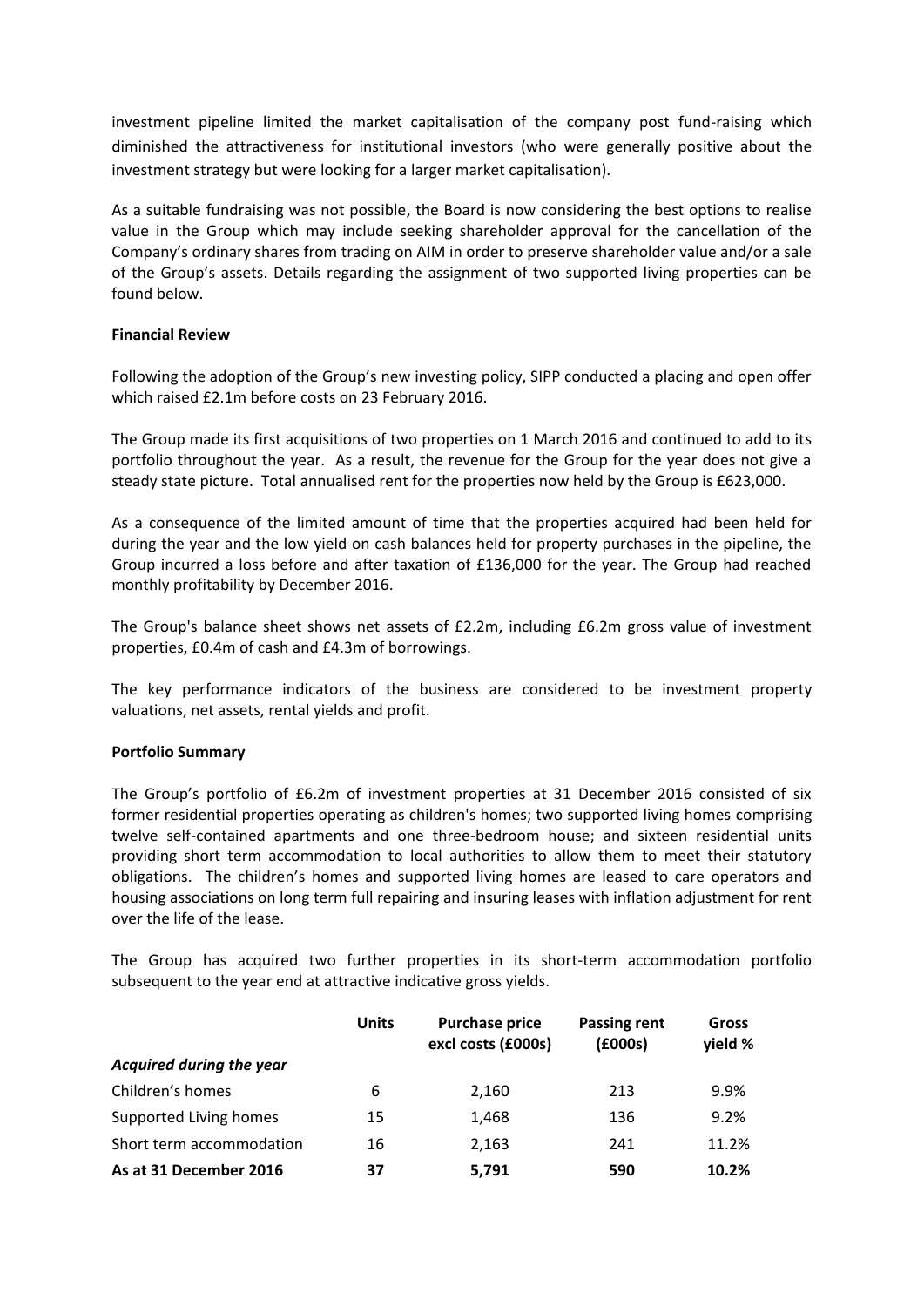investment pipeline limited the market capitalisation of the company post fund-raising which diminished the attractiveness for institutional investors (who were generally positive about the investment strategy but were looking for a larger market capitalisation).

As a suitable fundraising was not possible, the Board is now considering the best options to realise value in the Group which may include seeking shareholder approval for the cancellation of the Company's ordinary shares from trading on AIM in order to preserve shareholder value and/or a sale of the Group's assets. Details regarding the assignment of two supported living properties can be found below.

**Financial Review**

Following the adoption of the Group's new investing policy, SIPP conducted a placing and open offer which raised £2.1m before costs on 23 February 2016.

The Group made its first acquisitions of two properties on 1 March 2016 and continued to add to its portfolio throughout the year. As a result, the revenue for the Group for the year does not give a steady state picture. Total annualised rent for the properties now held by the Group is £623,000.

As a consequence of the limited amount of time that the properties acquired had been held for during the year and the low yield on cash balances held for property purchases in the pipeline, the Group incurred a loss before and after taxation of £136,000 for the year. The Group had reached monthly profitability by December 2016.

The Group's balance sheet shows net assets of £2.2m, including £6.2m gross value of investment properties, £0.4m of cash and £4.3m of borrowings.

The key performance indicators of the business are considered to be investment property valuations, net assets, rental yields and profit.

**Portfolio Summary**

The Group's portfolio of £6.2m of investment properties at 31 December 2016 consisted of six former residential properties operating as children's homes; two supported living homes comprising twelve self-contained apartments and one three-bedroom house; and sixteen residential units providing short term accommodation to local authorities to allow them to meet their statutory obligations. The children's homes and supported living homes are leased to care operators and housing associations on long term full repairing and insuring leases with inflation adjustment for rent over the life of the lease.

The Group has acquired two further properties in its short-term accommodation portfolio subsequent to the year end at attractive indicative gross yields.

| | Units | Purchase price excl costs (£000s) | Passing rent (£000s) | Gross yield % |
|---|---|---|---|---|
| ***Acquired during the year*** | | | | |
| Children's homes | 6 | 2,160 | 213 | 9.9% |
| Supported Living homes | 15 | 1,468 | 136 | 9.2% |
| Short term accommodation | 16 | 2,163 | 241 | 11.2% |
| **As at 31 December 2016** | **37** | **5,791** | **590** | **10.2%** |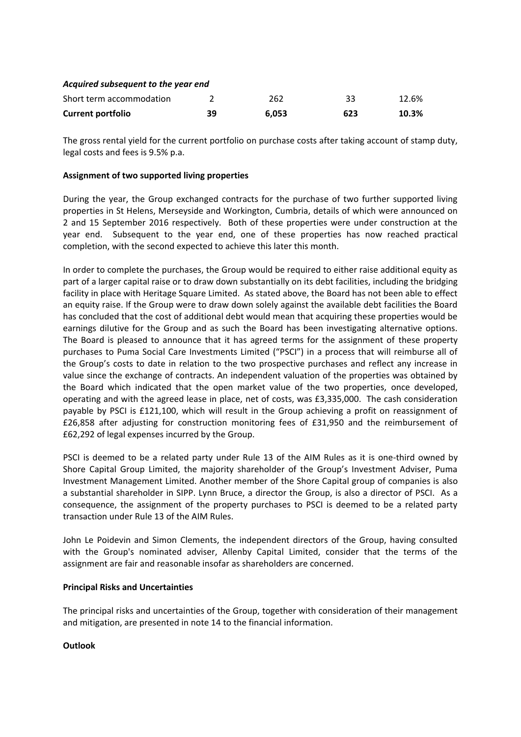| | | | | |
|---|---|---|---|---|
| ***Acquired subsequent to the year end*** | | | | |
| Short term accommodation | 2 | 262 | 33 | 12.6% |
| **Current portfolio** | **39** | **6,053** | **623** | **10.3%** |

The gross rental yield for the current portfolio on purchase costs after taking account of stamp duty, legal costs and fees is 9.5% p.a.

**Assignment of two supported living properties**

During the year, the Group exchanged contracts for the purchase of two further supported living properties in St Helens, Merseyside and Workington, Cumbria, details of which were announced on 2 and 15 September 2016 respectively. Both of these properties were under construction at the year end. Subsequent to the year end, one of these properties has now reached practical completion, with the second expected to achieve this later this month.

In order to complete the purchases, the Group would be required to either raise additional equity as part of a larger capital raise or to draw down substantially on its debt facilities, including the bridging facility in place with Heritage Square Limited. As stated above, the Board has not been able to effect an equity raise. If the Group were to draw down solely against the available debt facilities the Board has concluded that the cost of additional debt would mean that acquiring these properties would be earnings dilutive for the Group and as such the Board has been investigating alternative options. The Board is pleased to announce that it has agreed terms for the assignment of these property purchases to Puma Social Care Investments Limited ("PSCI") in a process that will reimburse all of the Group's costs to date in relation to the two prospective purchases and reflect any increase in value since the exchange of contracts. An independent valuation of the properties was obtained by the Board which indicated that the open market value of the two properties, once developed, operating and with the agreed lease in place, net of costs, was £3,335,000. The cash consideration payable by PSCI is £121,100, which will result in the Group achieving a profit on reassignment of £26,858 after adjusting for construction monitoring fees of £31,950 and the reimbursement of £62,292 of legal expenses incurred by the Group.

PSCI is deemed to be a related party under Rule 13 of the AIM Rules as it is one-third owned by Shore Capital Group Limited, the majority shareholder of the Group's Investment Adviser, Puma Investment Management Limited. Another member of the Shore Capital group of companies is also a substantial shareholder in SIPP. Lynn Bruce, a director the Group, is also a director of PSCI. As a consequence, the assignment of the property purchases to PSCI is deemed to be a related party transaction under Rule 13 of the AIM Rules.

John Le Poidevin and Simon Clements, the independent directors of the Group, having consulted with the Group's nominated adviser, Allenby Capital Limited, consider that the terms of the assignment are fair and reasonable insofar as shareholders are concerned.

**Principal Risks and Uncertainties**

The principal risks and uncertainties of the Group, together with consideration of their management and mitigation, are presented in note 14 to the financial information.

**Outlook**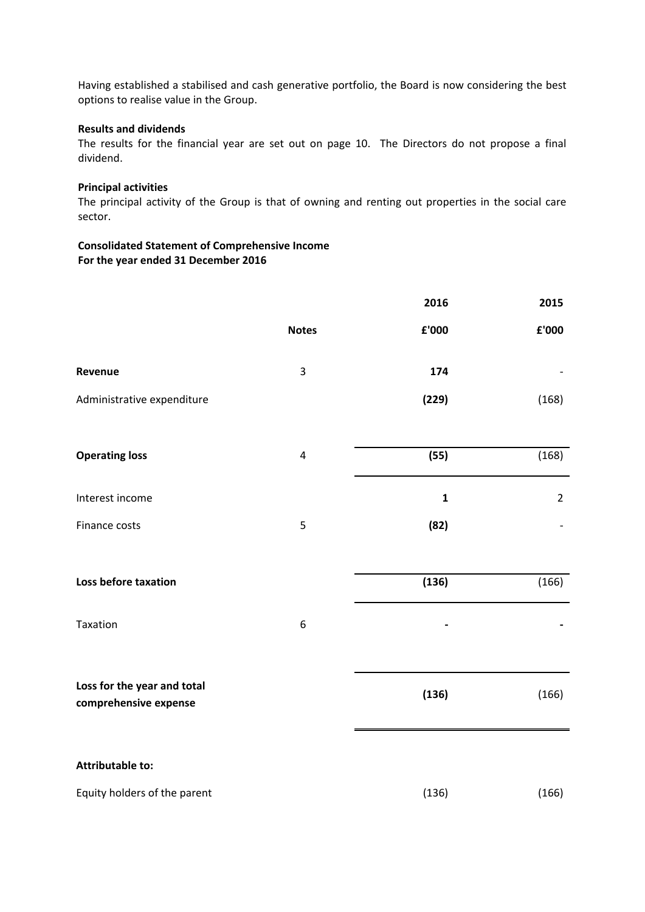Having established a stabilised and cash generative portfolio, the Board is now considering the best options to realise value in the Group.

**Results and dividends**

The results for the financial year are set out on page 10. The Directors do not propose a final dividend.

**Principal activities**

The principal activity of the Group is that of owning and renting out properties in the social care sector.

**Consolidated Statement of Comprehensive Income**
**For the year ended 31 December 2016**

| | Notes | 2016 £'000 | 2015 £'000 |
|---|---|---|---|
| **Revenue** | 3 | **174** | - |
| Administrative expenditure | | **(229)** | (168) |
| **Operating loss** | 4 | **(55)** | (168) |
| Interest income | | **1** | 2 |
| Finance costs | 5 | **(82)** | - |
| **Loss before taxation** | | **(136)** | (166) |
| Taxation | 6 | **-** | **-** |
| **Loss for the year and total comprehensive expense** | | **(136)** | (166) |
| **Attributable to:** | | | |
| Equity holders of the parent | | (136) | (166) |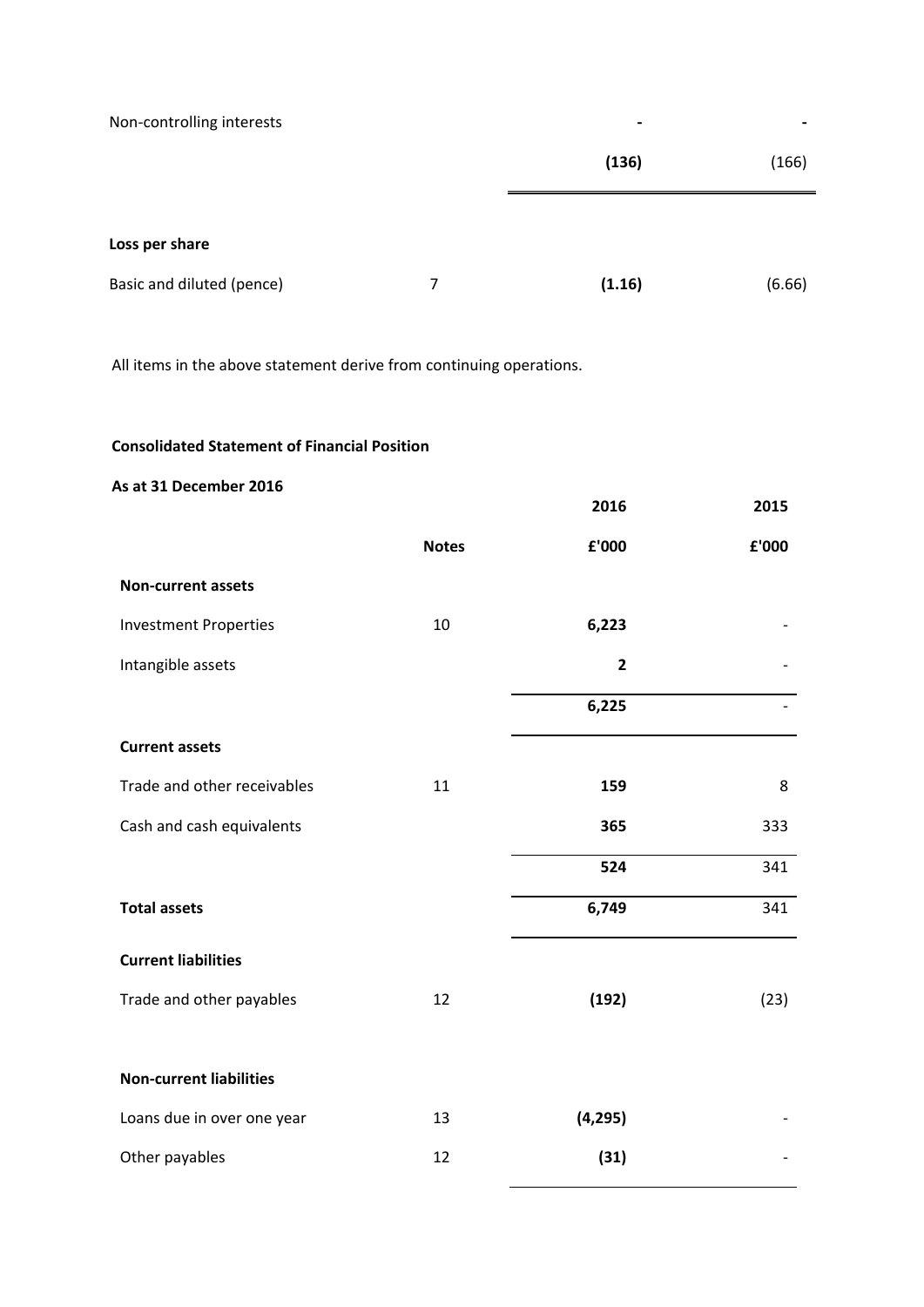| | | | |
|---|---|---|---|
| Non-controlling interests | | **-** | - |
| | | **(136)** | (166) |
| | | | |
| **Loss per share** | | | |
| Basic and diluted (pence) | 7 | **(1.16)** | (6.66) |

All items in the above statement derive from continuing operations.

**Consolidated Statement of Financial Position**

**As at 31 December 2016**

| | **Notes** | **2016 £'000** | **2015 £'000** |
|---|---|---|---|
| **Non-current assets** | | | |
| Investment Properties | 10 | **6,223** | - |
| Intangible assets | | **2** | - |
| | | **6,225** | - |
| **Current assets** | | | |
| Trade and other receivables | 11 | **159** | 8 |
| Cash and cash equivalents | | **365** | 333 |
| | | **524** | 341 |
| **Total assets** | | **6,749** | 341 |
| **Current liabilities** | | | |
| Trade and other payables | 12 | **(192)** | (23) |
| | | | |
| **Non-current liabilities** | | | |
| Loans due in over one year | 13 | **(4,295)** | - |
| Other payables | 12 | **(31)** | - |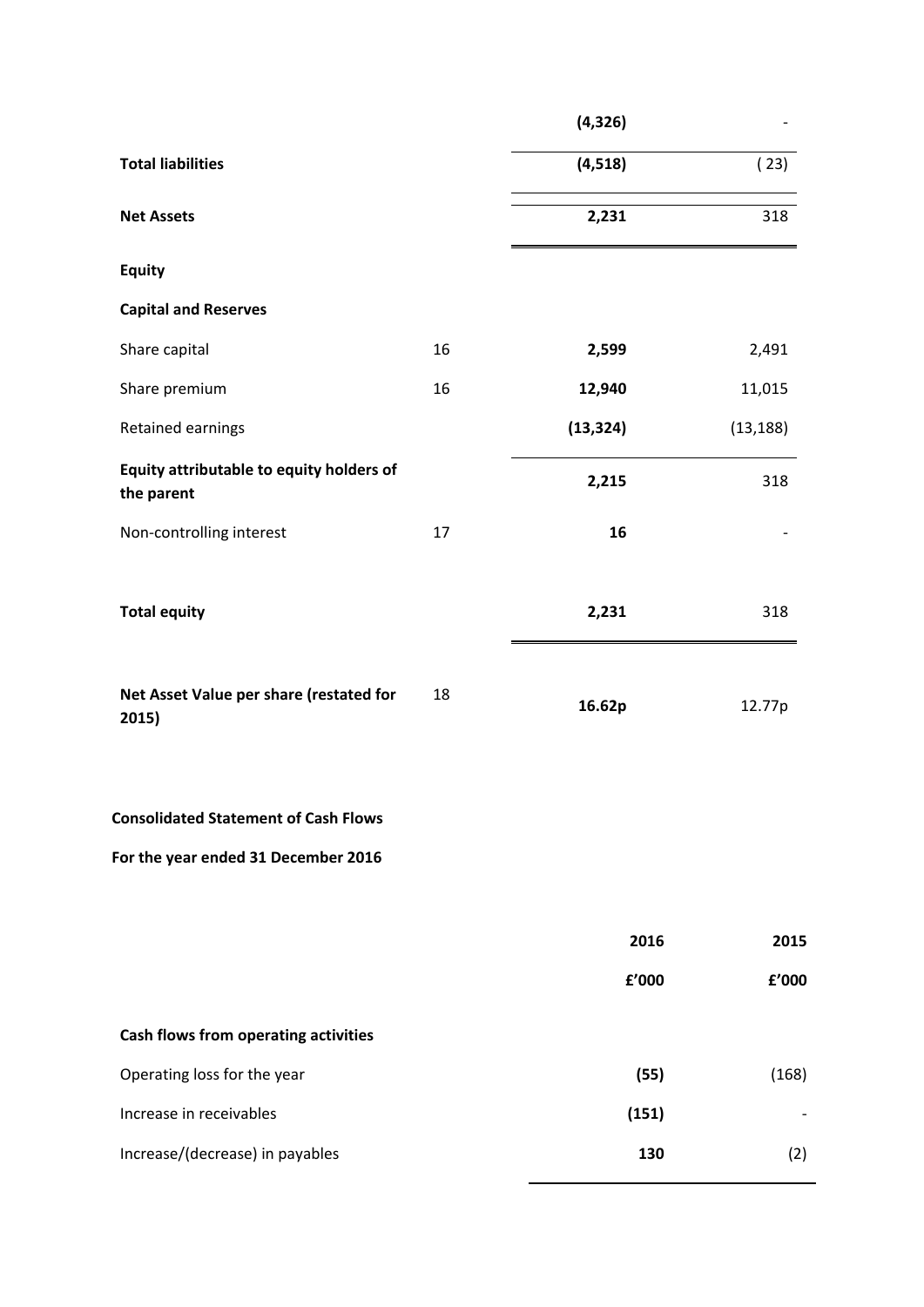| | | | |
|---|---|---|---|
| | | **(4,326)** | - |
| **Total liabilities** | | **(4,518)** | (23) |
| **Net Assets** | | **2,231** | 318 |
| **Equity** | | | |
| **Capital and Reserves** | | | |
| Share capital | 16 | **2,599** | 2,491 |
| Share premium | 16 | **12,940** | 11,015 |
| Retained earnings | | **(13,324)** | (13,188) |
| **Equity attributable to equity holders of the parent** | | **2,215** | 318 |
| Non-controlling interest | 17 | **16** | - |
| **Total equity** | | **2,231** | 318 |
| **Net Asset Value per share (restated for 2015)** | 18 | **16.62p** | 12.77p |

**Consolidated Statement of Cash Flows**

**For the year ended 31 December 2016**

| | 2016 | 2015 |
|---|---|---|
| | £'000 | £'000 |
| **Cash flows from operating activities** | | |
| Operating loss for the year | **(55)** | (168) |
| Increase in receivables | **(151)** | - |
| Increase/(decrease) in payables | **130** | (2) |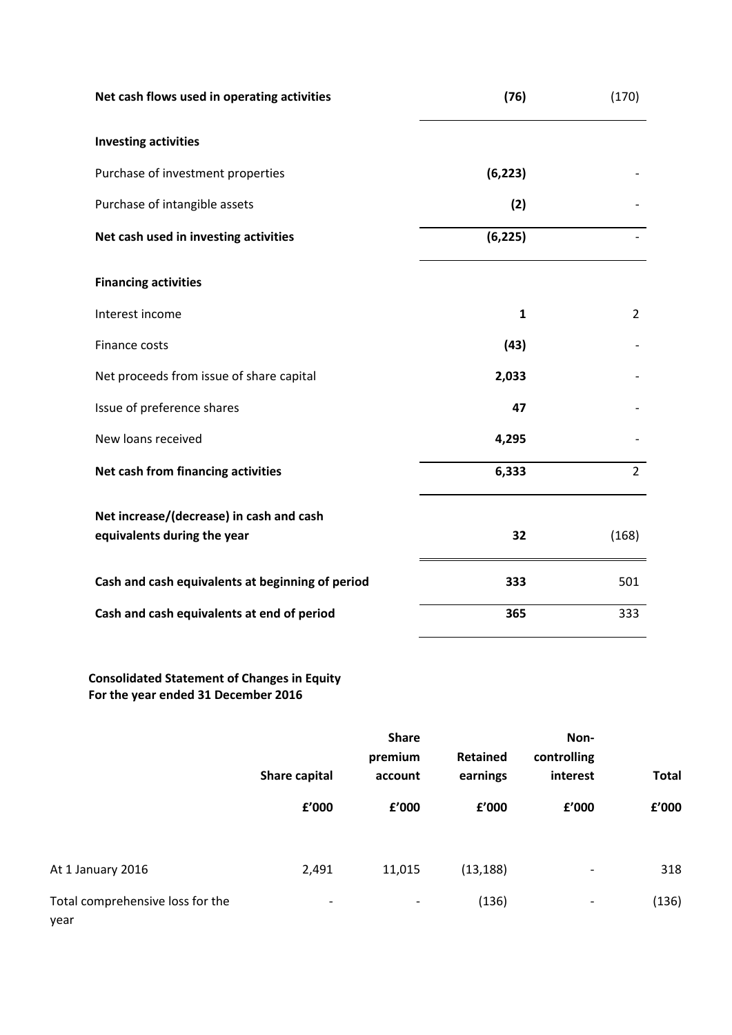| | | |
|---|---|---|
| **Net cash flows used in operating activities** | **(76)** | (170) |
| **Investing activities** | | |
| Purchase of investment properties | **(6,223)** | - |
| Purchase of intangible assets | **(2)** | - |
| **Net cash used in investing activities** | **(6,225)** | - |
| **Financing activities** | | |
| Interest income | **1** | 2 |
| Finance costs | **(43)** | - |
| Net proceeds from issue of share capital | **2,033** | - |
| Issue of preference shares | **47** | - |
| New loans received | **4,295** | - |
| **Net cash from financing activities** | **6,333** | 2 |
| **Net increase/(decrease) in cash and cash equivalents during the year** | **32** | (168) |
| **Cash and cash equivalents at beginning of period** | **333** | 501 |
| **Cash and cash equivalents at end of period** | **365** | 333 |

**Consolidated Statement of Changes in Equity**
**For the year ended 31 December 2016**

| | Share capital | Share premium account | Retained earnings | Non-controlling interest | Total |
|---|---|---|---|---|---|
| | £'000 | £'000 | £'000 | £'000 | £'000 |
| At 1 January 2016 | 2,491 | 11,015 | (13,188) | - | 318 |
| Total comprehensive loss for the year | - | - | (136) | - | (136) |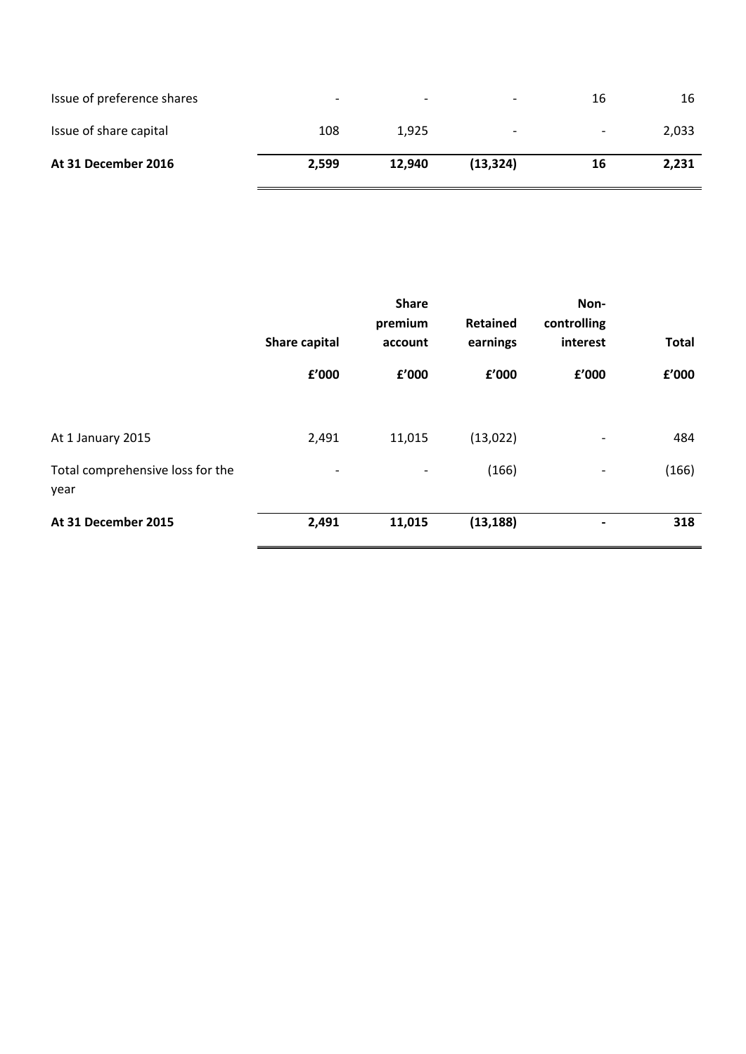| | | | | | |
|---|---|---|---|---|---|
| Issue of preference shares | - | - | - | 16 | 16 |
| Issue of share capital | 108 | 1,925 | - | - | 2,033 |
| **At 31 December 2016** | **2,599** | **12,940** | **(13,324)** | **16** | **2,231** |

| | Share capital | Share premium account | Retained earnings | Non-controlling interest | Total |
|---|---|---|---|---|---|
| | £'000 | £'000 | £'000 | £'000 | £'000 |
| At 1 January 2015 | 2,491 | 11,015 | (13,022) | - | 484 |
| Total comprehensive loss for the year | - | - | (166) | - | (166) |
| **At 31 December 2015** | **2,491** | **11,015** | **(13,188)** | **-** | **318** |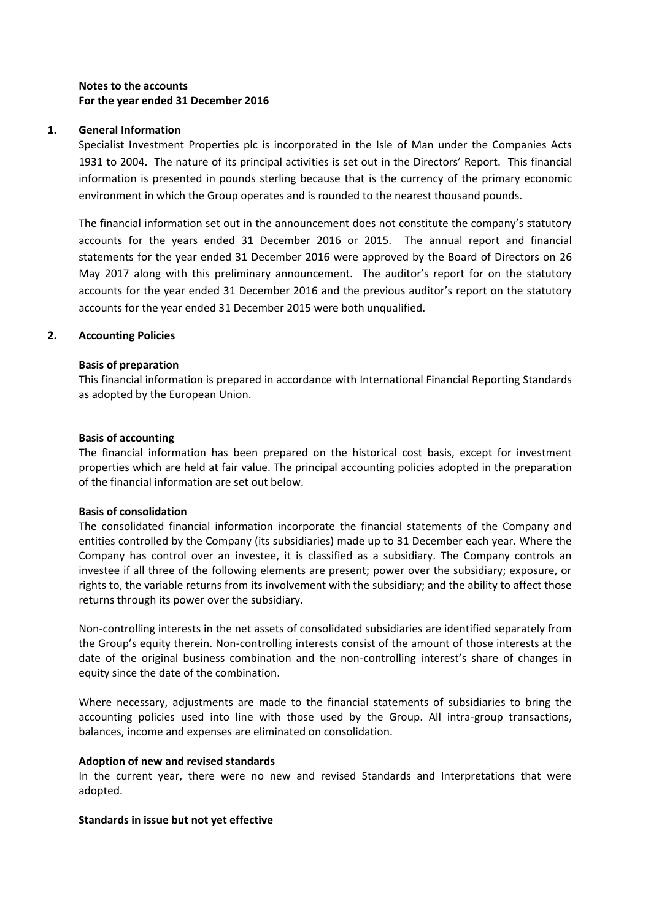**Notes to the accounts**
**For the year ended 31 December 2016**

## 1. General Information

Specialist Investment Properties plc is incorporated in the Isle of Man under the Companies Acts 1931 to 2004. The nature of its principal activities is set out in the Directors' Report. This financial information is presented in pounds sterling because that is the currency of the primary economic environment in which the Group operates and is rounded to the nearest thousand pounds.

The financial information set out in the announcement does not constitute the company's statutory accounts for the years ended 31 December 2016 or 2015. The annual report and financial statements for the year ended 31 December 2016 were approved by the Board of Directors on 26 May 2017 along with this preliminary announcement. The auditor's report for on the statutory accounts for the year ended 31 December 2016 and the previous auditor's report on the statutory accounts for the year ended 31 December 2015 were both unqualified.

## 2. Accounting Policies

**Basis of preparation**

This financial information is prepared in accordance with International Financial Reporting Standards as adopted by the European Union.

**Basis of accounting**

The financial information has been prepared on the historical cost basis, except for investment properties which are held at fair value. The principal accounting policies adopted in the preparation of the financial information are set out below.

**Basis of consolidation**

The consolidated financial information incorporate the financial statements of the Company and entities controlled by the Company (its subsidiaries) made up to 31 December each year. Where the Company has control over an investee, it is classified as a subsidiary. The Company controls an investee if all three of the following elements are present; power over the subsidiary; exposure, or rights to, the variable returns from its involvement with the subsidiary; and the ability to affect those returns through its power over the subsidiary.

Non-controlling interests in the net assets of consolidated subsidiaries are identified separately from the Group's equity therein. Non-controlling interests consist of the amount of those interests at the date of the original business combination and the non-controlling interest's share of changes in equity since the date of the combination.

Where necessary, adjustments are made to the financial statements of subsidiaries to bring the accounting policies used into line with those used by the Group. All intra-group transactions, balances, income and expenses are eliminated on consolidation.

**Adoption of new and revised standards**

In the current year, there were no new and revised Standards and Interpretations that were adopted.

**Standards in issue but not yet effective**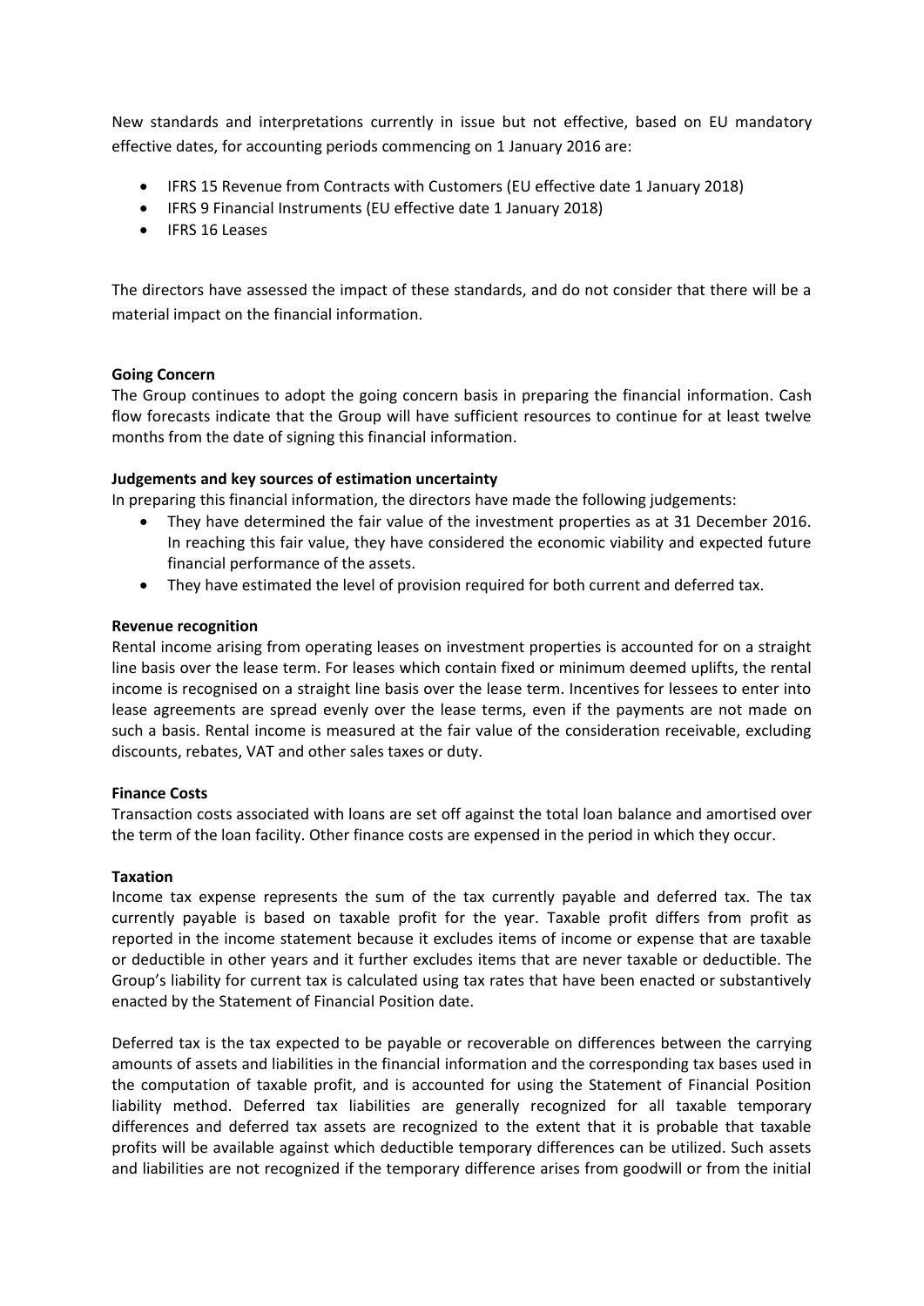New standards and interpretations currently in issue but not effective, based on EU mandatory effective dates, for accounting periods commencing on 1 January 2016 are:

- IFRS 15 Revenue from Contracts with Customers (EU effective date 1 January 2018)
- IFRS 9 Financial Instruments (EU effective date 1 January 2018)
- IFRS 16 Leases

The directors have assessed the impact of these standards, and do not consider that there will be a material impact on the financial information.

**Going Concern**

The Group continues to adopt the going concern basis in preparing the financial information. Cash flow forecasts indicate that the Group will have sufficient resources to continue for at least twelve months from the date of signing this financial information.

**Judgements and key sources of estimation uncertainty**

In preparing this financial information, the directors have made the following judgements:

- They have determined the fair value of the investment properties as at 31 December 2016. In reaching this fair value, they have considered the economic viability and expected future financial performance of the assets.
- They have estimated the level of provision required for both current and deferred tax.

**Revenue recognition**

Rental income arising from operating leases on investment properties is accounted for on a straight line basis over the lease term. For leases which contain fixed or minimum deemed uplifts, the rental income is recognised on a straight line basis over the lease term. Incentives for lessees to enter into lease agreements are spread evenly over the lease terms, even if the payments are not made on such a basis. Rental income is measured at the fair value of the consideration receivable, excluding discounts, rebates, VAT and other sales taxes or duty.

**Finance Costs**

Transaction costs associated with loans are set off against the total loan balance and amortised over the term of the loan facility. Other finance costs are expensed in the period in which they occur.

**Taxation**

Income tax expense represents the sum of the tax currently payable and deferred tax. The tax currently payable is based on taxable profit for the year. Taxable profit differs from profit as reported in the income statement because it excludes items of income or expense that are taxable or deductible in other years and it further excludes items that are never taxable or deductible. The Group's liability for current tax is calculated using tax rates that have been enacted or substantively enacted by the Statement of Financial Position date.

Deferred tax is the tax expected to be payable or recoverable on differences between the carrying amounts of assets and liabilities in the financial information and the corresponding tax bases used in the computation of taxable profit, and is accounted for using the Statement of Financial Position liability method. Deferred tax liabilities are generally recognized for all taxable temporary differences and deferred tax assets are recognized to the extent that it is probable that taxable profits will be available against which deductible temporary differences can be utilized. Such assets and liabilities are not recognized if the temporary difference arises from goodwill or from the initial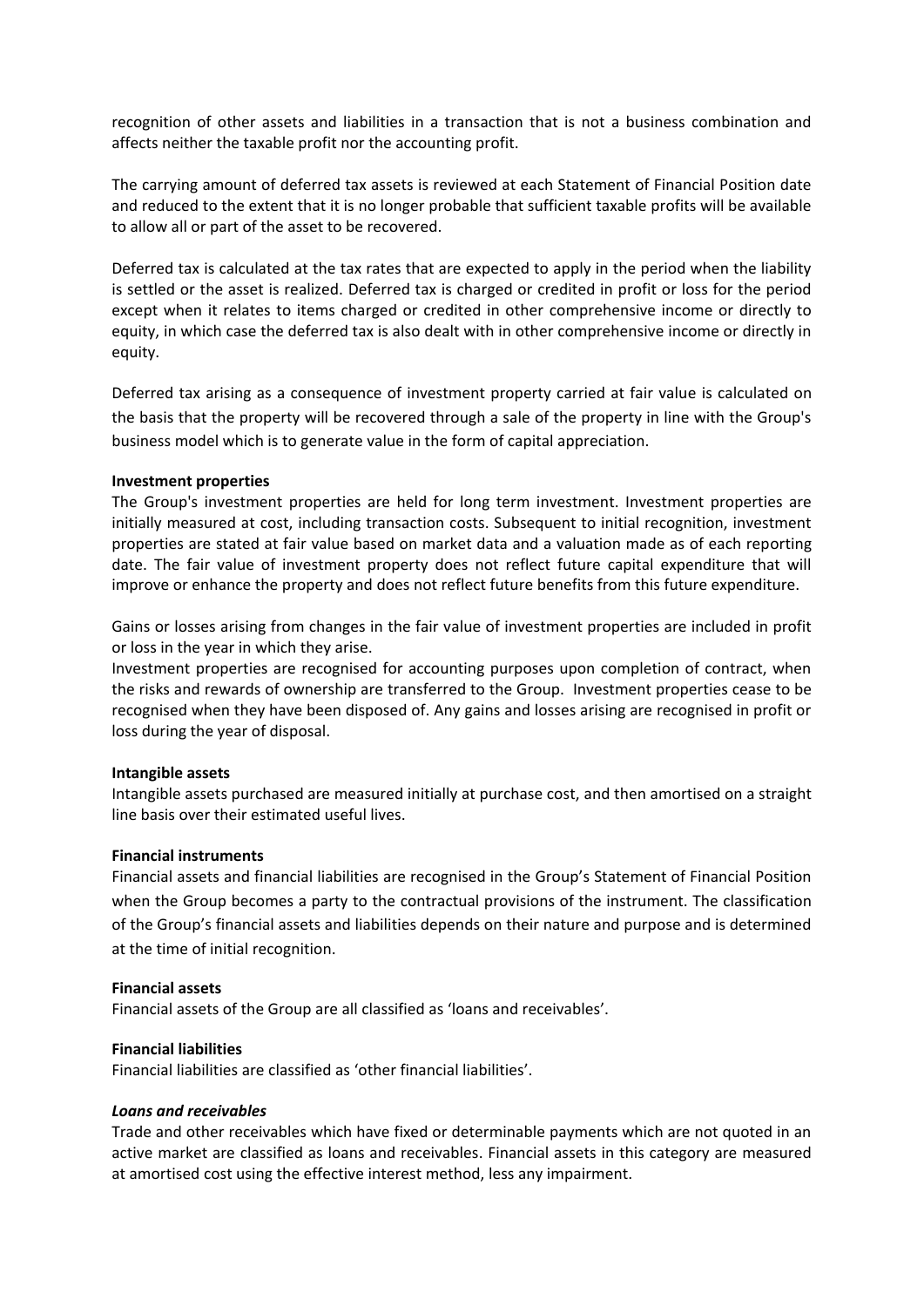recognition of other assets and liabilities in a transaction that is not a business combination and affects neither the taxable profit nor the accounting profit.

The carrying amount of deferred tax assets is reviewed at each Statement of Financial Position date and reduced to the extent that it is no longer probable that sufficient taxable profits will be available to allow all or part of the asset to be recovered.

Deferred tax is calculated at the tax rates that are expected to apply in the period when the liability is settled or the asset is realized. Deferred tax is charged or credited in profit or loss for the period except when it relates to items charged or credited in other comprehensive income or directly to equity, in which case the deferred tax is also dealt with in other comprehensive income or directly in equity.

Deferred tax arising as a consequence of investment property carried at fair value is calculated on the basis that the property will be recovered through a sale of the property in line with the Group's business model which is to generate value in the form of capital appreciation.

**Investment properties**

The Group's investment properties are held for long term investment. Investment properties are initially measured at cost, including transaction costs. Subsequent to initial recognition, investment properties are stated at fair value based on market data and a valuation made as of each reporting date. The fair value of investment property does not reflect future capital expenditure that will improve or enhance the property and does not reflect future benefits from this future expenditure.

Gains or losses arising from changes in the fair value of investment properties are included in profit or loss in the year in which they arise.

Investment properties are recognised for accounting purposes upon completion of contract, when the risks and rewards of ownership are transferred to the Group. Investment properties cease to be recognised when they have been disposed of. Any gains and losses arising are recognised in profit or loss during the year of disposal.

**Intangible assets**

Intangible assets purchased are measured initially at purchase cost, and then amortised on a straight line basis over their estimated useful lives.

**Financial instruments**

Financial assets and financial liabilities are recognised in the Group's Statement of Financial Position when the Group becomes a party to the contractual provisions of the instrument. The classification of the Group's financial assets and liabilities depends on their nature and purpose and is determined at the time of initial recognition.

**Financial assets**

Financial assets of the Group are all classified as 'loans and receivables'.

**Financial liabilities**

Financial liabilities are classified as 'other financial liabilities'.

***Loans and receivables***

Trade and other receivables which have fixed or determinable payments which are not quoted in an active market are classified as loans and receivables. Financial assets in this category are measured at amortised cost using the effective interest method, less any impairment.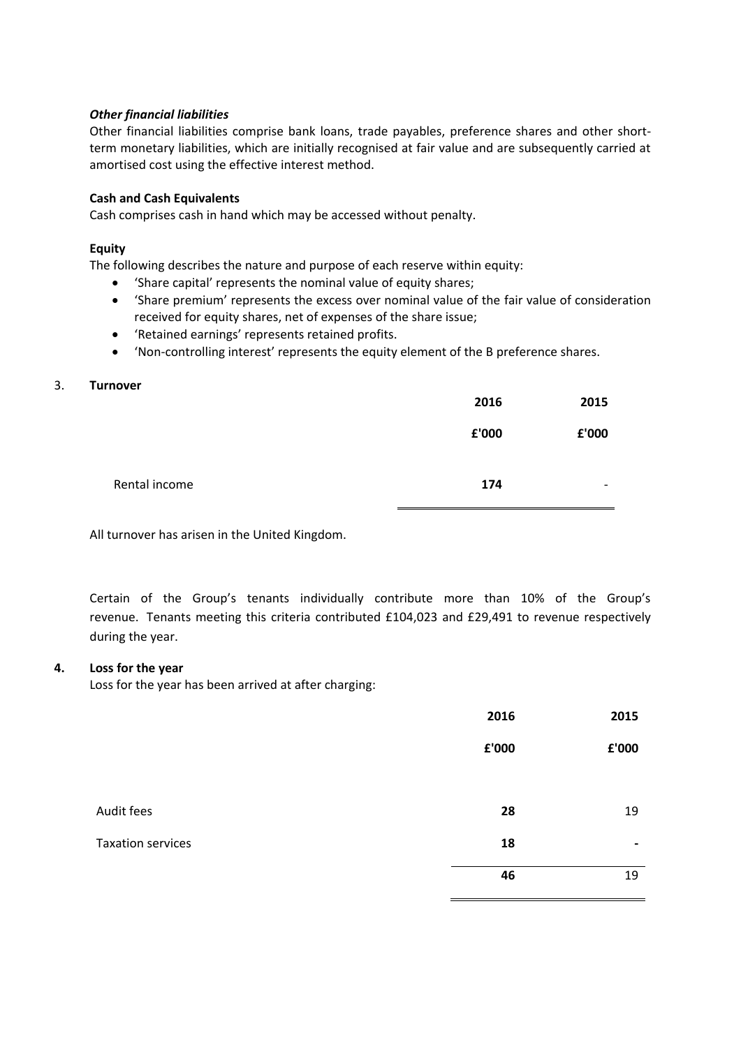*Other financial liabilities*

Other financial liabilities comprise bank loans, trade payables, preference shares and other short-term monetary liabilities, which are initially recognised at fair value and are subsequently carried at amortised cost using the effective interest method.

**Cash and Cash Equivalents**

Cash comprises cash in hand which may be accessed without penalty.

**Equity**

The following describes the nature and purpose of each reserve within equity:

- 'Share capital' represents the nominal value of equity shares;
- 'Share premium' represents the excess over nominal value of the fair value of consideration received for equity shares, net of expenses of the share issue;
- 'Retained earnings' represents retained profits.
- 'Non-controlling interest' represents the equity element of the B preference shares.

3. **Turnover**

| | 2016 | 2015 |
|---|---|---|
| | £'000 | £'000 |
| Rental income | **174** | - |

All turnover has arisen in the United Kingdom.

Certain of the Group's tenants individually contribute more than 10% of the Group's revenue. Tenants meeting this criteria contributed £104,023 and £29,491 to revenue respectively during the year.

**4. Loss for the year**

Loss for the year has been arrived at after charging:

| | 2016 | 2015 |
|---|---|---|
| | £'000 | £'000 |
| Audit fees | **28** | 19 |
| Taxation services | **18** | - |
| | **46** | 19 |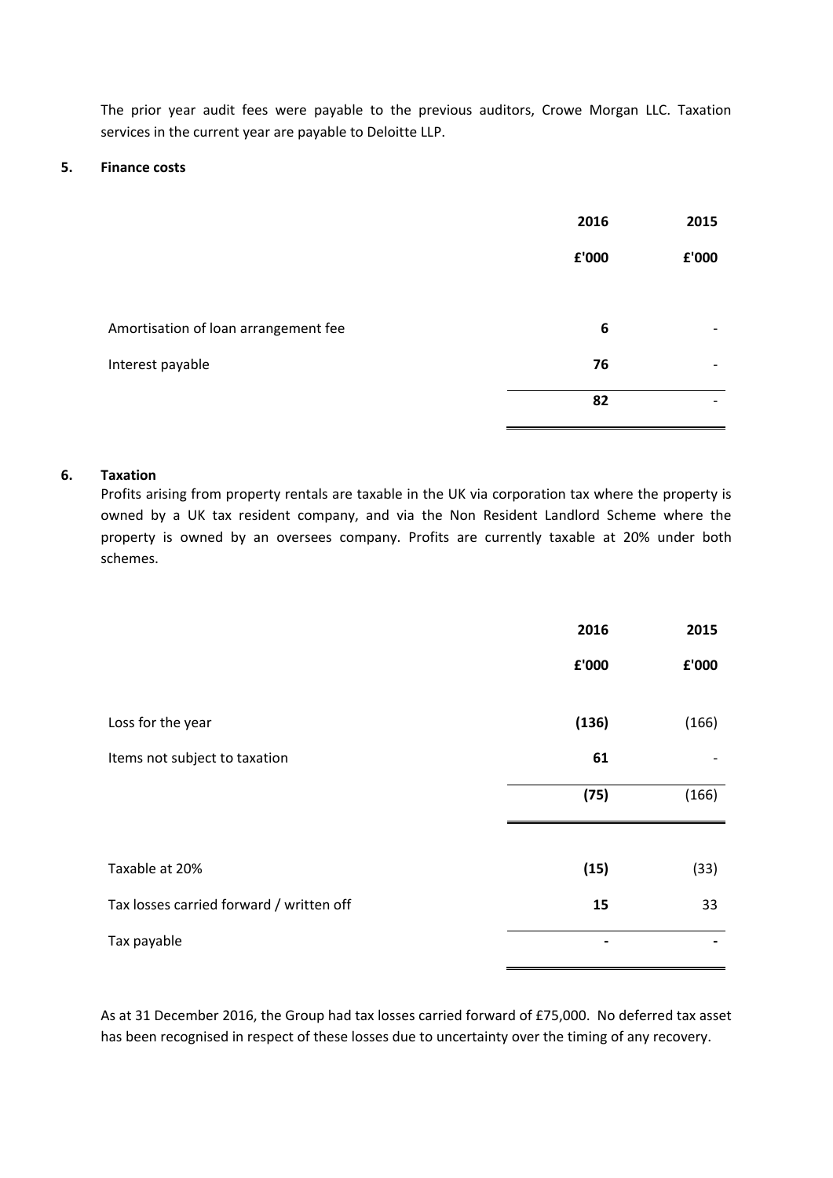The prior year audit fees were payable to the previous auditors, Crowe Morgan LLC. Taxation services in the current year are payable to Deloitte LLP.

## 5. Finance costs

| | 2016 | 2015 |
|---|---|---|
| | £'000 | £'000 |
| Amortisation of loan arrangement fee | **6** | - |
| Interest payable | **76** | - |
| | **82** | - |

## 6. Taxation

Profits arising from property rentals are taxable in the UK via corporation tax where the property is owned by a UK tax resident company, and via the Non Resident Landlord Scheme where the property is owned by an oversees company. Profits are currently taxable at 20% under both schemes.

| | 2016 | 2015 |
|---|---|---|
| | £'000 | £'000 |
| Loss for the year | **(136)** | (166) |
| Items not subject to taxation | **61** | - |
| | **(75)** | (166) |
| Taxable at 20% | **(15)** | (33) |
| Tax losses carried forward / written off | **15** | 33 |
| Tax payable | **-** | **-** |

As at 31 December 2016, the Group had tax losses carried forward of £75,000. No deferred tax asset has been recognised in respect of these losses due to uncertainty over the timing of any recovery.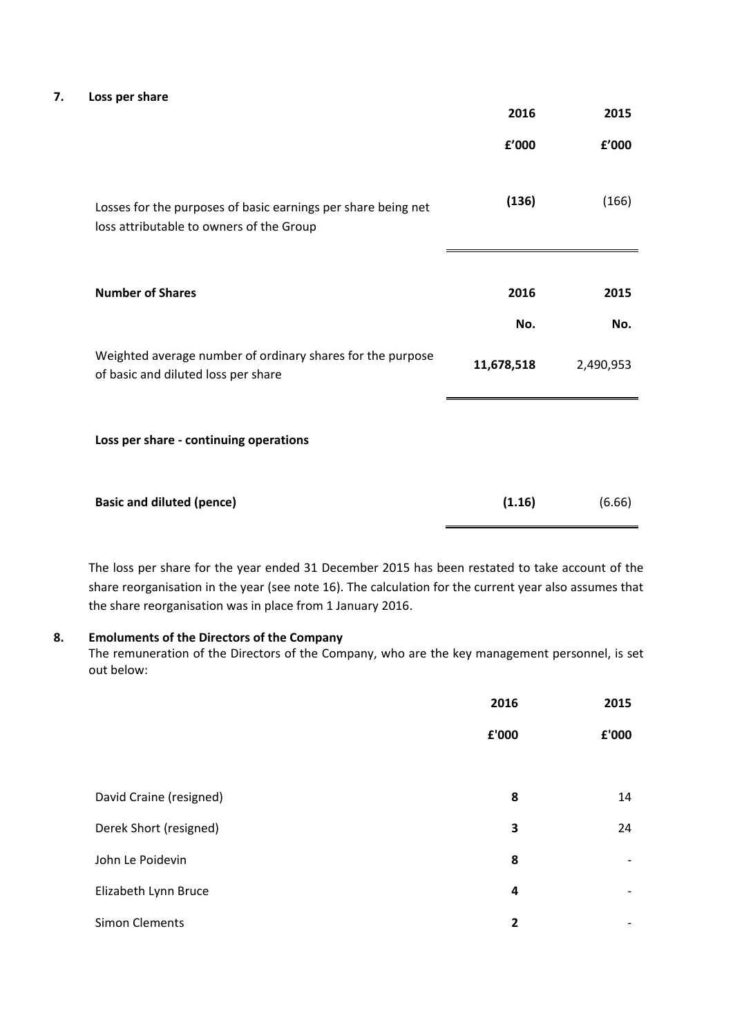## 7. Loss per share

| | 2016 | 2015 |
|---|---|---|
| | £'000 | £'000 |
| Losses for the purposes of basic earnings per share being net loss attributable to owners of the Group | **(136)** | (166) |

| **Number of Shares** | **2016** | **2015** |
|---|---|---|
| | **No.** | **No.** |
| Weighted average number of ordinary shares for the purpose of basic and diluted loss per share | **11,678,518** | 2,490,953 |

| **Loss per share - continuing operations** | | |
|---|---|---|
| **Basic and diluted (pence)** | **(1.16)** | (6.66) |

The loss per share for the year ended 31 December 2015 has been restated to take account of the share reorganisation in the year (see note 16). The calculation for the current year also assumes that the share reorganisation was in place from 1 January 2016.

## 8. Emoluments of the Directors of the Company

The remuneration of the Directors of the Company, who are the key management personnel, is set out below:

| | 2016 | 2015 |
|---|---|---|
| | £'000 | £'000 |
| David Craine (resigned) | **8** | 14 |
| Derek Short (resigned) | **3** | 24 |
| John Le Poidevin | **8** | - |
| Elizabeth Lynn Bruce | **4** | - |
| Simon Clements | **2** | - |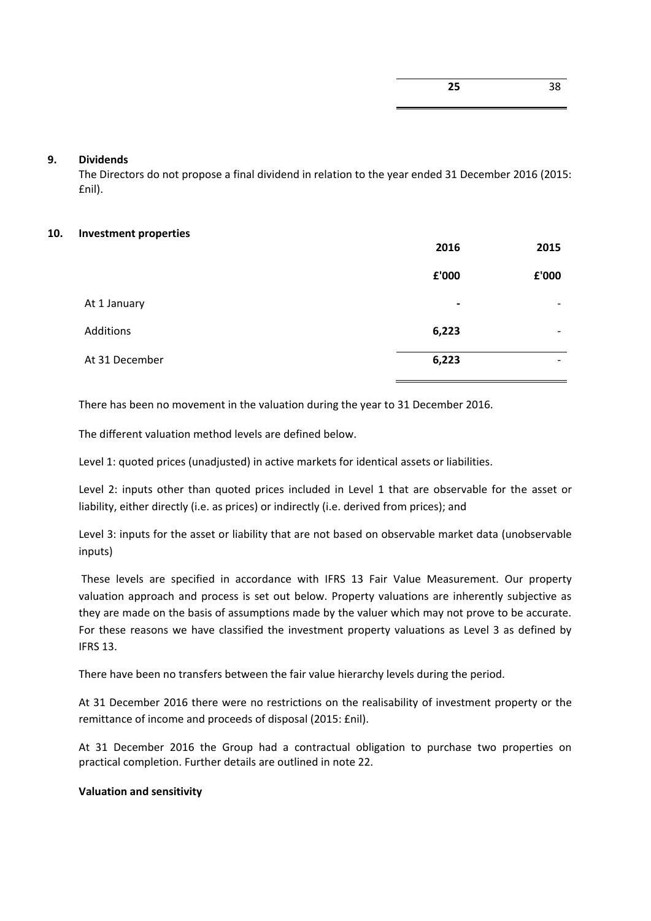| | 25 | 38 |
|---|---|---|

## 9. Dividends

The Directors do not propose a final dividend in relation to the year ended 31 December 2016 (2015: £nil).

## 10. Investment properties

| | 2016 | 2015 |
|---|---|---|
| | £'000 | £'000 |
| At 1 January | - | - |
| Additions | 6,223 | - |
| At 31 December | 6,223 | - |

There has been no movement in the valuation during the year to 31 December 2016.

The different valuation method levels are defined below.

Level 1: quoted prices (unadjusted) in active markets for identical assets or liabilities.

Level 2: inputs other than quoted prices included in Level 1 that are observable for the asset or liability, either directly (i.e. as prices) or indirectly (i.e. derived from prices); and

Level 3: inputs for the asset or liability that are not based on observable market data (unobservable inputs)

These levels are specified in accordance with IFRS 13 Fair Value Measurement. Our property valuation approach and process is set out below. Property valuations are inherently subjective as they are made on the basis of assumptions made by the valuer which may not prove to be accurate. For these reasons we have classified the investment property valuations as Level 3 as defined by IFRS 13.

There have been no transfers between the fair value hierarchy levels during the period.

At 31 December 2016 there were no restrictions on the realisability of investment property or the remittance of income and proceeds of disposal (2015: £nil).

At 31 December 2016 the Group had a contractual obligation to purchase two properties on practical completion. Further details are outlined in note 22.

**Valuation and sensitivity**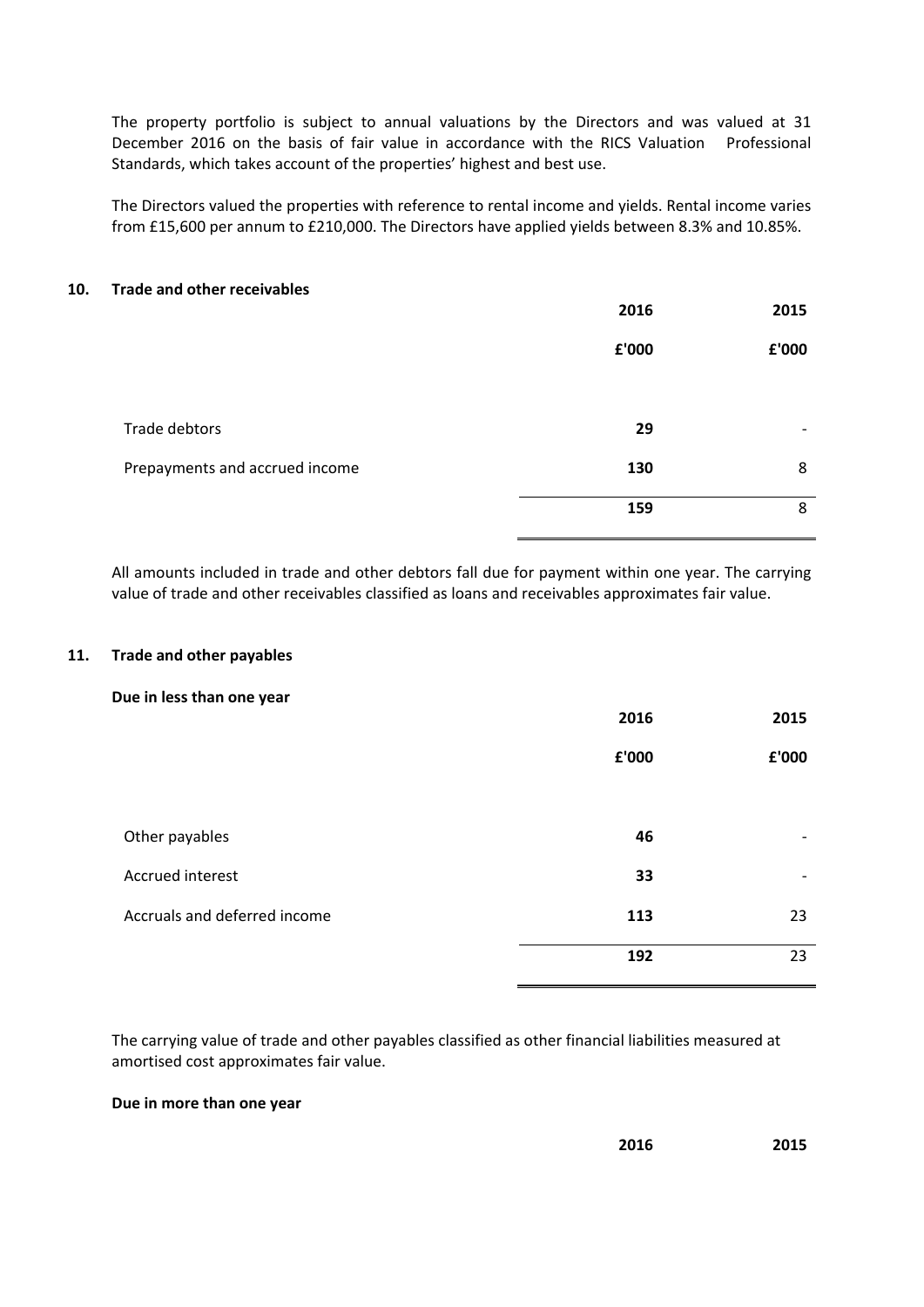The property portfolio is subject to annual valuations by the Directors and was valued at 31 December 2016 on the basis of fair value in accordance with the RICS Valuation Professional Standards, which takes account of the properties' highest and best use.

The Directors valued the properties with reference to rental income and yields. Rental income varies from £15,600 per annum to £210,000. The Directors have applied yields between 8.3% and 10.85%.

## 10. Trade and other receivables

| | 2016 | 2015 |
|---|---|---|
| | £'000 | £'000 |
| Trade debtors | **29** | - |
| Prepayments and accrued income | **130** | 8 |
| | **159** | 8 |

All amounts included in trade and other debtors fall due for payment within one year. The carrying value of trade and other receivables classified as loans and receivables approximates fair value.

## 11. Trade and other payables

**Due in less than one year**

| | 2016 | 2015 |
|---|---|---|
| | £'000 | £'000 |
| Other payables | **46** | - |
| Accrued interest | **33** | - |
| Accruals and deferred income | **113** | 23 |
| | **192** | 23 |

The carrying value of trade and other payables classified as other financial liabilities measured at amortised cost approximates fair value.

**Due in more than one year**

| | 2016 | 2015 |
|---|---|---|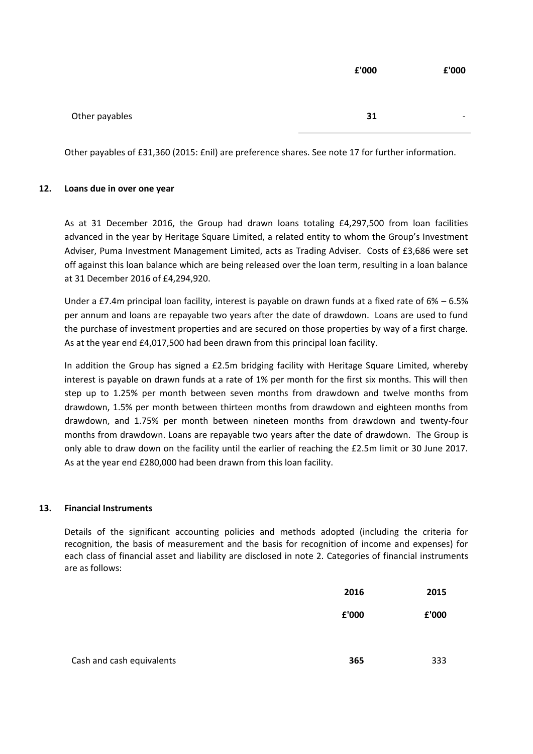| | £'000 | £'000 |
|---|---|---|
| Other payables | **31** | - |

Other payables of £31,360 (2015: £nil) are preference shares. See note 17 for further information.

## 12. Loans due in over one year

As at 31 December 2016, the Group had drawn loans totaling £4,297,500 from loan facilities advanced in the year by Heritage Square Limited, a related entity to whom the Group's Investment Adviser, Puma Investment Management Limited, acts as Trading Adviser. Costs of £3,686 were set off against this loan balance which are being released over the loan term, resulting in a loan balance at 31 December 2016 of £4,294,920.

Under a £7.4m principal loan facility, interest is payable on drawn funds at a fixed rate of 6% – 6.5% per annum and loans are repayable two years after the date of drawdown. Loans are used to fund the purchase of investment properties and are secured on those properties by way of a first charge. As at the year end £4,017,500 had been drawn from this principal loan facility.

In addition the Group has signed a £2.5m bridging facility with Heritage Square Limited, whereby interest is payable on drawn funds at a rate of 1% per month for the first six months. This will then step up to 1.25% per month between seven months from drawdown and twelve months from drawdown, 1.5% per month between thirteen months from drawdown and eighteen months from drawdown, and 1.75% per month between nineteen months from drawdown and twenty-four months from drawdown. Loans are repayable two years after the date of drawdown. The Group is only able to draw down on the facility until the earlier of reaching the £2.5m limit or 30 June 2017. As at the year end £280,000 had been drawn from this loan facility.

## 13. Financial Instruments

Details of the significant accounting policies and methods adopted (including the criteria for recognition, the basis of measurement and the basis for recognition of income and expenses) for each class of financial asset and liability are disclosed in note 2. Categories of financial instruments are as follows:

| | 2016 | 2015 |
|---|---|---|
| | £'000 | £'000 |
| Cash and cash equivalents | **365** | 333 |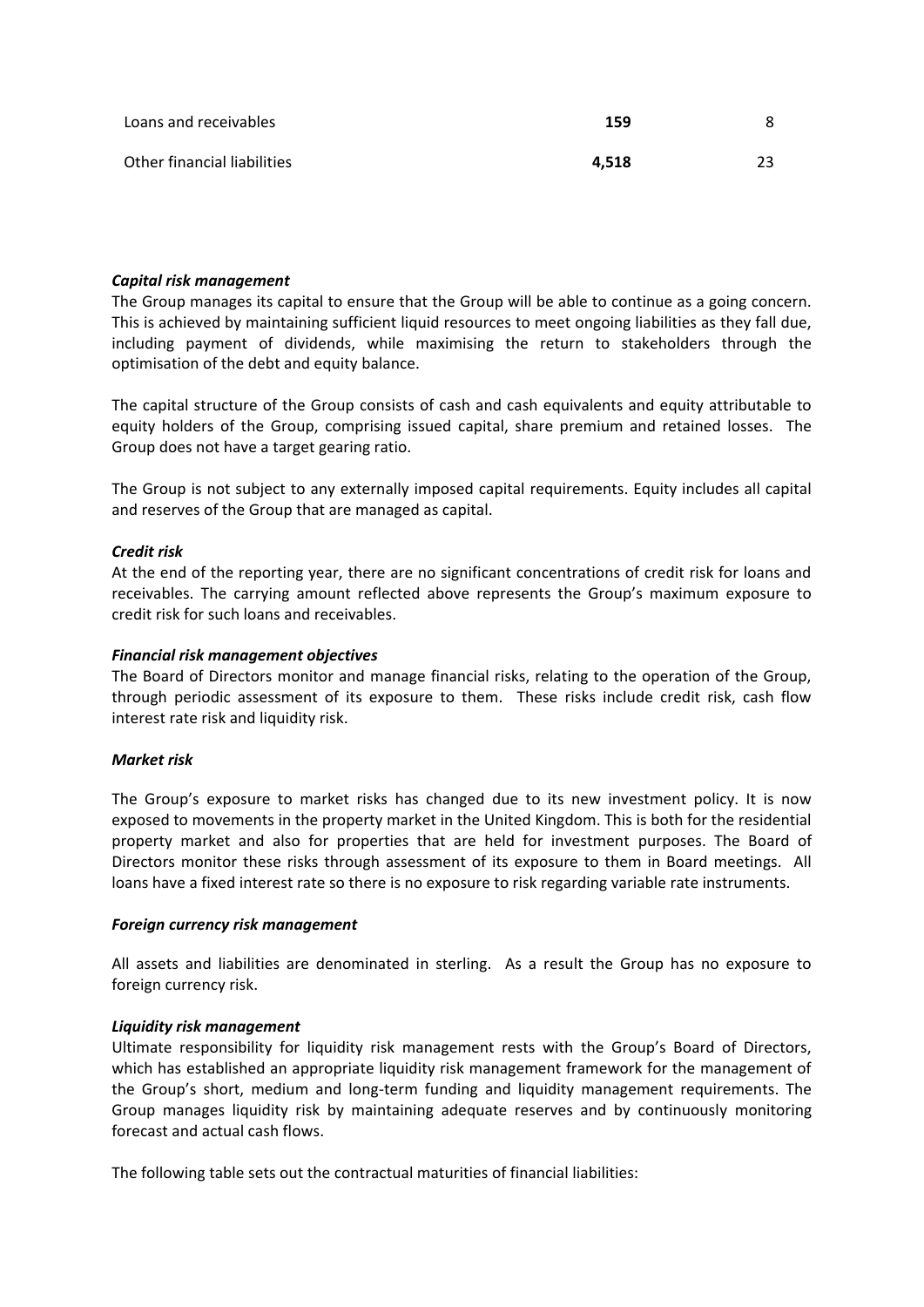| | | |
|---|---|---|
| Loans and receivables | **159** | 8 |
| Other financial liabilities | **4,518** | 23 |

***Capital risk management***

The Group manages its capital to ensure that the Group will be able to continue as a going concern. This is achieved by maintaining sufficient liquid resources to meet ongoing liabilities as they fall due, including payment of dividends, while maximising the return to stakeholders through the optimisation of the debt and equity balance.

The capital structure of the Group consists of cash and cash equivalents and equity attributable to equity holders of the Group, comprising issued capital, share premium and retained losses. The Group does not have a target gearing ratio.

The Group is not subject to any externally imposed capital requirements. Equity includes all capital and reserves of the Group that are managed as capital.

***Credit risk***

At the end of the reporting year, there are no significant concentrations of credit risk for loans and receivables. The carrying amount reflected above represents the Group's maximum exposure to credit risk for such loans and receivables.

***Financial risk management objectives***

The Board of Directors monitor and manage financial risks, relating to the operation of the Group, through periodic assessment of its exposure to them. These risks include credit risk, cash flow interest rate risk and liquidity risk.

***Market risk***

The Group's exposure to market risks has changed due to its new investment policy. It is now exposed to movements in the property market in the United Kingdom. This is both for the residential property market and also for properties that are held for investment purposes. The Board of Directors monitor these risks through assessment of its exposure to them in Board meetings. All loans have a fixed interest rate so there is no exposure to risk regarding variable rate instruments.

***Foreign currency risk management***

All assets and liabilities are denominated in sterling. As a result the Group has no exposure to foreign currency risk.

***Liquidity risk management***

Ultimate responsibility for liquidity risk management rests with the Group's Board of Directors, which has established an appropriate liquidity risk management framework for the management of the Group's short, medium and long-term funding and liquidity management requirements. The Group manages liquidity risk by maintaining adequate reserves and by continuously monitoring forecast and actual cash flows.

The following table sets out the contractual maturities of financial liabilities: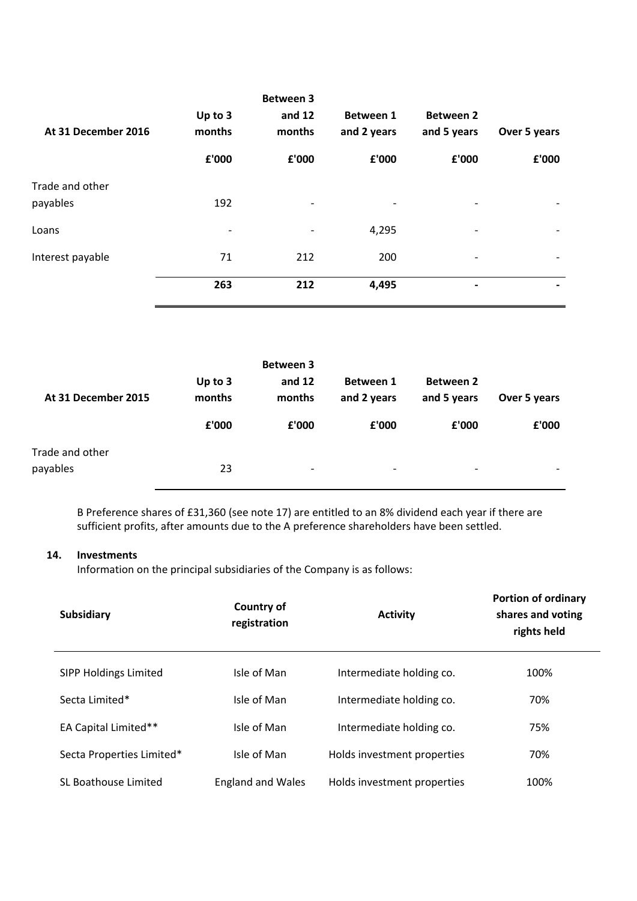| At 31 December 2016 | Up to 3 months | Between 3 and 12 months | Between 1 and 2 years | Between 2 and 5 years | Over 5 years |
|---|---|---|---|---|---|
| | £'000 | £'000 | £'000 | £'000 | £'000 |
| Trade and other payables | 192 | - | - | - | - |
| Loans | - | - | 4,295 | - | - |
| Interest payable | 71 | 212 | 200 | - | - |
| | **263** | **212** | **4,495** | **-** | **-** |

| At 31 December 2015 | Up to 3 months | Between 3 and 12 months | Between 1 and 2 years | Between 2 and 5 years | Over 5 years |
|---|---|---|---|---|---|
| | £'000 | £'000 | £'000 | £'000 | £'000 |
| Trade and other payables | 23 | - | - | - | - |

B Preference shares of £31,360 (see note 17) are entitled to an 8% dividend each year if there are sufficient profits, after amounts due to the A preference shareholders have been settled.

## 14. Investments

Information on the principal subsidiaries of the Company is as follows:

| Subsidiary | Country of registration | Activity | Portion of ordinary shares and voting rights held |
|---|---|---|---|
| SIPP Holdings Limited | Isle of Man | Intermediate holding co. | 100% |
| Secta Limited* | Isle of Man | Intermediate holding co. | 70% |
| EA Capital Limited** | Isle of Man | Intermediate holding co. | 75% |
| Secta Properties Limited* | Isle of Man | Holds investment properties | 70% |
| SL Boathouse Limited | England and Wales | Holds investment properties | 100% |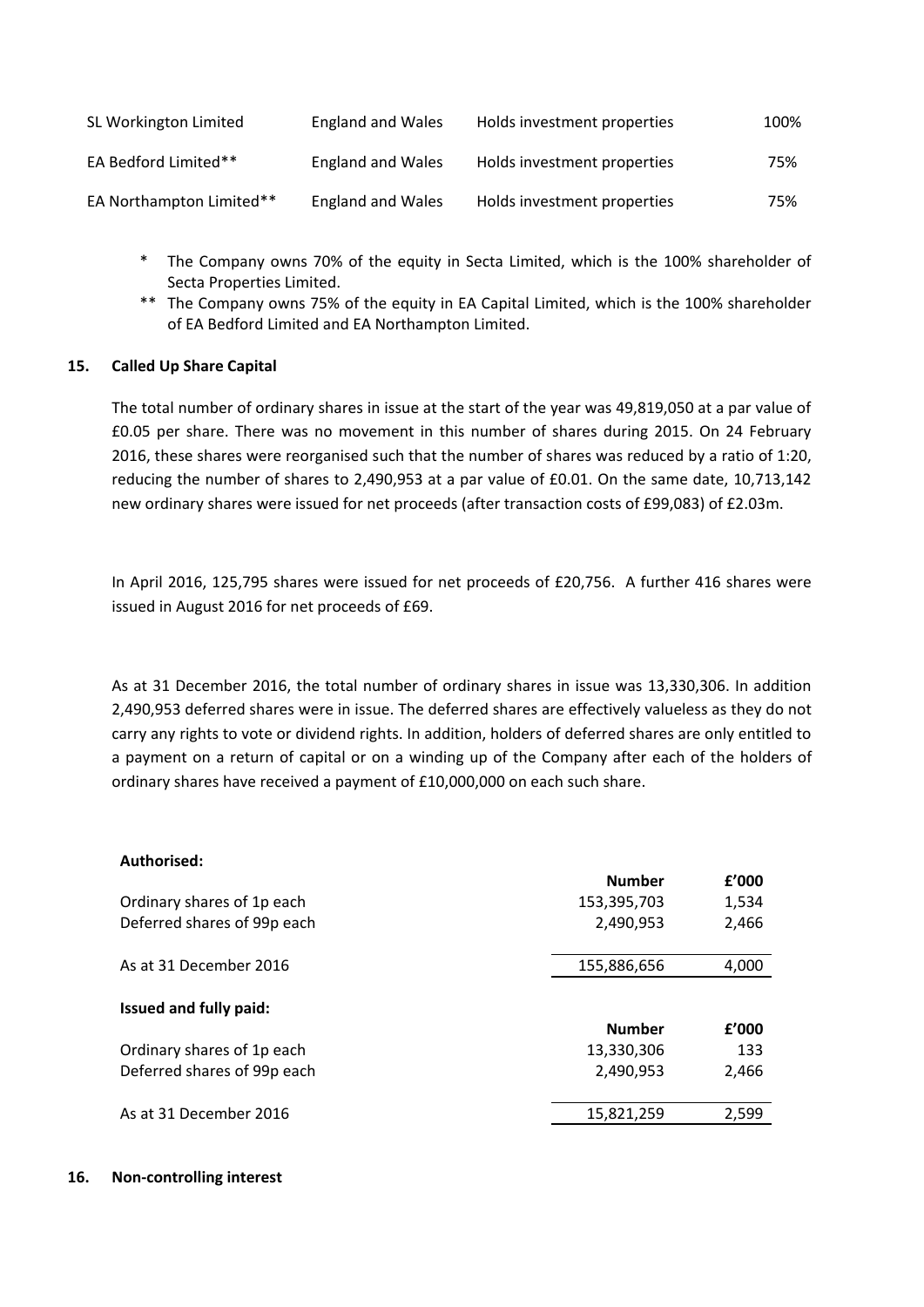| | | | |
|---|---|---|---|
| SL Workington Limited | England and Wales | Holds investment properties | 100% |
| EA Bedford Limited** | England and Wales | Holds investment properties | 75% |
| EA Northampton Limited** | England and Wales | Holds investment properties | 75% |

- \* The Company owns 70% of the equity in Secta Limited, which is the 100% shareholder of Secta Properties Limited.
- ** The Company owns 75% of the equity in EA Capital Limited, which is the 100% shareholder of EA Bedford Limited and EA Northampton Limited.

## 15. Called Up Share Capital

The total number of ordinary shares in issue at the start of the year was 49,819,050 at a par value of £0.05 per share. There was no movement in this number of shares during 2015. On 24 February 2016, these shares were reorganised such that the number of shares was reduced by a ratio of 1:20, reducing the number of shares to 2,490,953 at a par value of £0.01. On the same date, 10,713,142 new ordinary shares were issued for net proceeds (after transaction costs of £99,083) of £2.03m.

In April 2016, 125,795 shares were issued for net proceeds of £20,756. A further 416 shares were issued in August 2016 for net proceeds of £69.

As at 31 December 2016, the total number of ordinary shares in issue was 13,330,306. In addition 2,490,953 deferred shares were in issue. The deferred shares are effectively valueless as they do not carry any rights to vote or dividend rights. In addition, holders of deferred shares are only entitled to a payment on a return of capital or on a winding up of the Company after each of the holders of ordinary shares have received a payment of £10,000,000 on each such share.

**Authorised:**

| | Number | £'000 |
|---|---|---|
| Ordinary shares of 1p each | 153,395,703 | 1,534 |
| Deferred shares of 99p each | 2,490,953 | 2,466 |
| As at 31 December 2016 | 155,886,656 | 4,000 |

**Issued and fully paid:**

| | Number | £'000 |
|---|---|---|
| Ordinary shares of 1p each | 13,330,306 | 133 |
| Deferred shares of 99p each | 2,490,953 | 2,466 |
| As at 31 December 2016 | 15,821,259 | 2,599 |

## 16. Non-controlling interest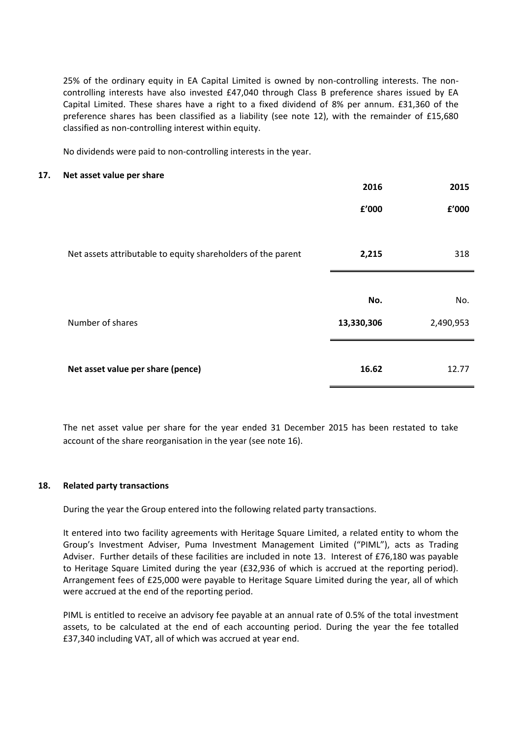25% of the ordinary equity in EA Capital Limited is owned by non-controlling interests. The non-controlling interests have also invested £47,040 through Class B preference shares issued by EA Capital Limited. These shares have a right to a fixed dividend of 8% per annum. £31,360 of the preference shares has been classified as a liability (see note 12), with the remainder of £15,680 classified as non-controlling interest within equity.

No dividends were paid to non-controlling interests in the year.

## 17. Net asset value per share

| | 2016 | 2015 |
|---|---|---|
| | £'000 | £'000 |
| Net assets attributable to equity shareholders of the parent | **2,215** | 318 |
| | **No.** | No. |
| Number of shares | **13,330,306** | 2,490,953 |
| **Net asset value per share (pence)** | **16.62** | 12.77 |

The net asset value per share for the year ended 31 December 2015 has been restated to take account of the share reorganisation in the year (see note 16).

## 18. Related party transactions

During the year the Group entered into the following related party transactions.

It entered into two facility agreements with Heritage Square Limited, a related entity to whom the Group's Investment Adviser, Puma Investment Management Limited ("PIML"), acts as Trading Adviser. Further details of these facilities are included in note 13. Interest of £76,180 was payable to Heritage Square Limited during the year (£32,936 of which is accrued at the reporting period). Arrangement fees of £25,000 were payable to Heritage Square Limited during the year, all of which were accrued at the end of the reporting period.

PIML is entitled to receive an advisory fee payable at an annual rate of 0.5% of the total investment assets, to be calculated at the end of each accounting period. During the year the fee totalled £37,340 including VAT, all of which was accrued at year end.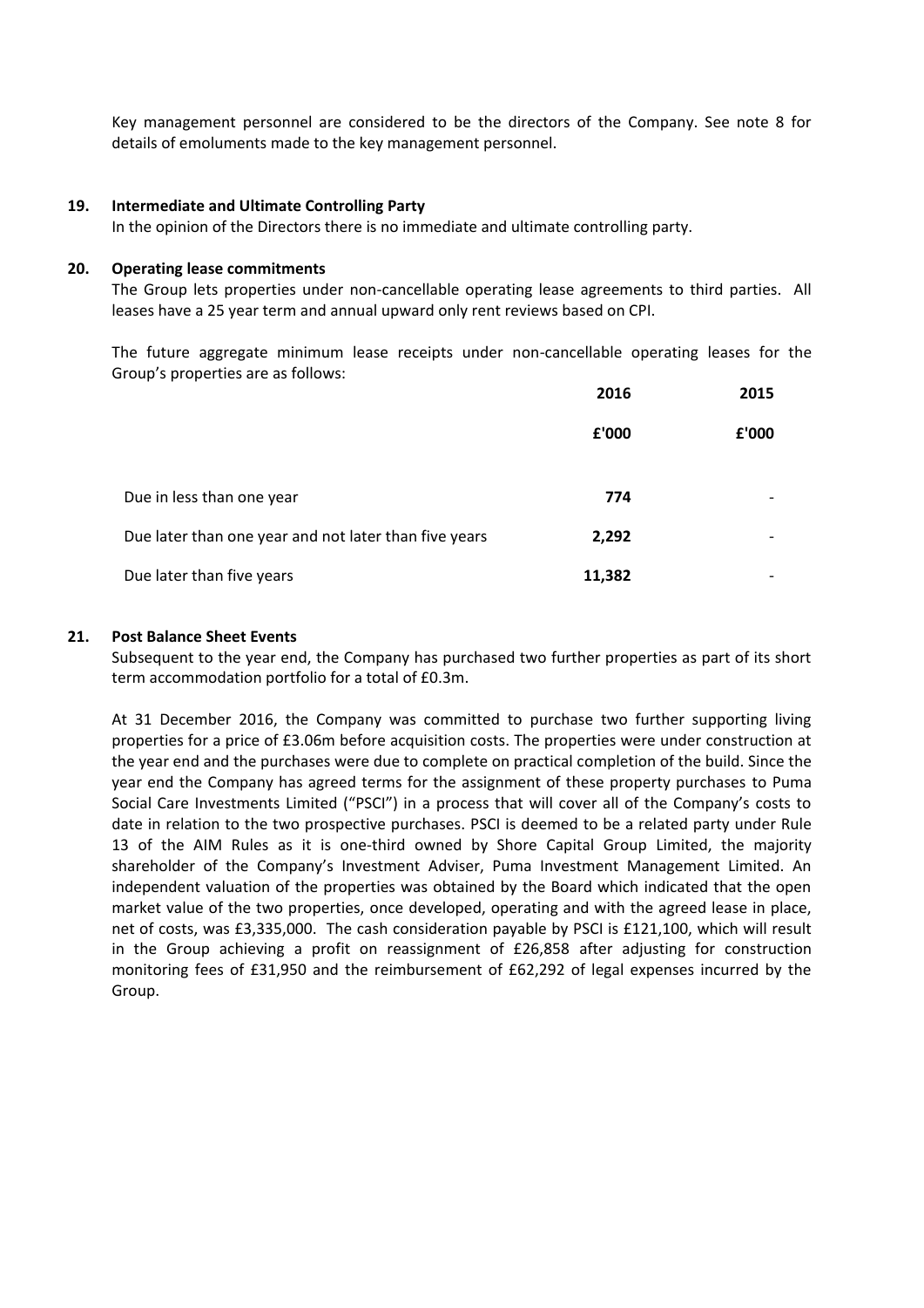Key management personnel are considered to be the directors of the Company. See note 8 for details of emoluments made to the key management personnel.

## 19. Intermediate and Ultimate Controlling Party

In the opinion of the Directors there is no immediate and ultimate controlling party.

## 20. Operating lease commitments

The Group lets properties under non-cancellable operating lease agreements to third parties. All leases have a 25 year term and annual upward only rent reviews based on CPI.

The future aggregate minimum lease receipts under non-cancellable operating leases for the Group's properties are as follows:

| | 2016 | 2015 |
|---|---|---|
| | £'000 | £'000 |
| Due in less than one year | **774** | - |
| Due later than one year and not later than five years | **2,292** | - |
| Due later than five years | **11,382** | - |

## 21. Post Balance Sheet Events

Subsequent to the year end, the Company has purchased two further properties as part of its short term accommodation portfolio for a total of £0.3m.

At 31 December 2016, the Company was committed to purchase two further supporting living properties for a price of £3.06m before acquisition costs. The properties were under construction at the year end and the purchases were due to complete on practical completion of the build. Since the year end the Company has agreed terms for the assignment of these property purchases to Puma Social Care Investments Limited ("PSCI") in a process that will cover all of the Company's costs to date in relation to the two prospective purchases. PSCI is deemed to be a related party under Rule 13 of the AIM Rules as it is one-third owned by Shore Capital Group Limited, the majority shareholder of the Company's Investment Adviser, Puma Investment Management Limited. An independent valuation of the properties was obtained by the Board which indicated that the open market value of the two properties, once developed, operating and with the agreed lease in place, net of costs, was £3,335,000. The cash consideration payable by PSCI is £121,100, which will result in the Group achieving a profit on reassignment of £26,858 after adjusting for construction monitoring fees of £31,950 and the reimbursement of £62,292 of legal expenses incurred by the Group.